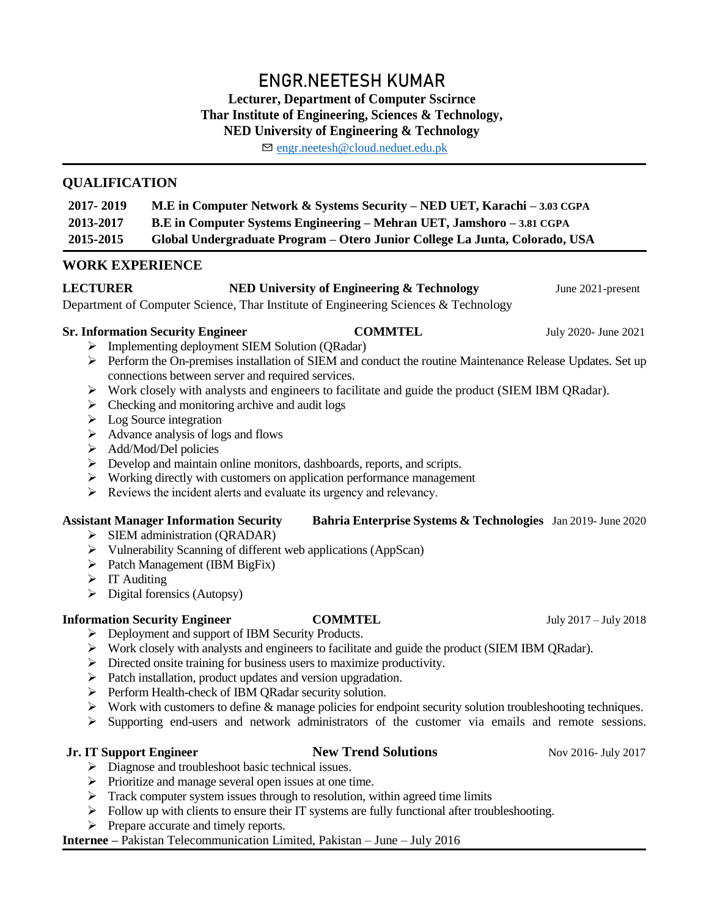# ENGR.NEETESH KUMAR

**Lecturer, Department of Computer Sscirnce**
**Thar Institute of Engineering, Sciences & Technology,**
**NED University of Engineering & Technology**

✉ engr.neetesh@cloud.neduet.edu.pk

## QUALIFICATION

| | |
|---|---|
| **2017- 2019** | **M.E in Computer Network & Systems Security – NED UET, Karachi – 3.03 CGPA** |
| **2013-2017** | **B.E in Computer Systems Engineering – Mehran UET, Jamshoro – 3.81 CGPA** |
| **2015-2015** | **Global Undergraduate Program – Otero Junior College La Junta, Colorado, USA** |

## WORK EXPERIENCE

**LECTURER** — **NED University of Engineering & Technology** — June 2021-present

Department of Computer Science, Thar Institute of Engineering Sciences & Technology

**Sr. Information Security Engineer** — **COMMTEL** — July 2020- June 2021

- Implementing deployment SIEM Solution (QRadar)
- Perform the On-premises installation of SIEM and conduct the routine Maintenance Release Updates. Set up connections between server and required services.
- Work closely with analysts and engineers to facilitate and guide the product (SIEM IBM QRadar).
- Checking and monitoring archive and audit logs
- Log Source integration
- Advance analysis of logs and flows
- Add/Mod/Del policies
- Develop and maintain online monitors, dashboards, reports, and scripts.
- Working directly with customers on application performance management
- Reviews the incident alerts and evaluate its urgency and relevancy.

**Assistant Manager Information Security** — **Bahria Enterprise Systems & Technologies** — Jan 2019- June 2020

- SIEM administration (QRADAR)
- Vulnerability Scanning of different web applications (AppScan)
- Patch Management (IBM BigFix)
- IT Auditing
- Digital forensics (Autopsy)

**Information Security Engineer** — **COMMTEL** — July 2017 – July 2018

- Deployment and support of IBM Security Products.
- Work closely with analysts and engineers to facilitate and guide the product (SIEM IBM QRadar).
- Directed onsite training for business users to maximize productivity.
- Patch installation, product updates and version upgradation.
- Perform Health-check of IBM QRadar security solution.
- Work with customers to define & manage policies for endpoint security solution troubleshooting techniques.
- Supporting end-users and network administrators of the customer via emails and remote sessions.

**Jr. IT Support Engineer** — **New Trend Solutions** — Nov 2016- July 2017

- Diagnose and troubleshoot basic technical issues.
- Prioritize and manage several open issues at one time.
- Track computer system issues through to resolution, within agreed time limits
- Follow up with clients to ensure their IT systems are fully functional after troubleshooting.
- Prepare accurate and timely reports.

**Internee –** Pakistan Telecommunication Limited, Pakistan – June – July 2016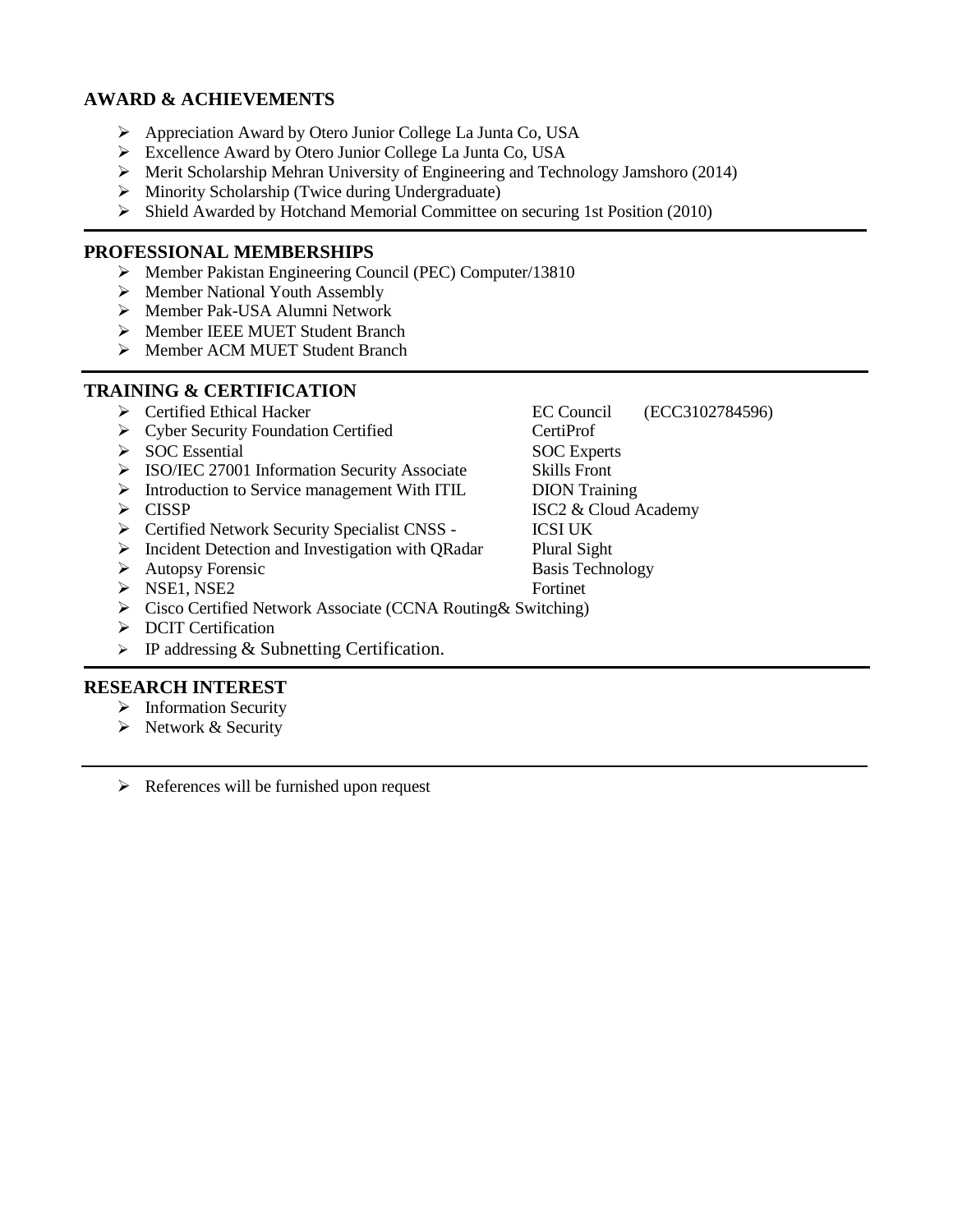## AWARD & ACHIEVEMENTS

- Appreciation Award by Otero Junior College La Junta Co, USA
- Excellence Award by Otero Junior College La Junta Co, USA
- Merit Scholarship Mehran University of Engineering and Technology Jamshoro (2014)
- Minority Scholarship (Twice during Undergraduate)
- Shield Awarded by Hotchand Memorial Committee on securing 1st Position (2010)

## PROFESSIONAL MEMBERSHIPS

- Member Pakistan Engineering Council (PEC) Computer/13810
- Member National Youth Assembly
- Member Pak-USA Alumni Network
- Member IEEE MUET Student Branch
- Member ACM MUET Student Branch

## TRAINING & CERTIFICATION

- Certified Ethical Hacker — EC Council (ECC3102784596)
- Cyber Security Foundation Certified — CertiProf
- SOC Essential — SOC Experts
- ISO/IEC 27001 Information Security Associate — Skills Front
- Introduction to Service management With ITIL — DION Training
- CISSP — ISC2 & Cloud Academy
- Certified Network Security Specialist CNSS - — ICSI UK
- Incident Detection and Investigation with QRadar — Plural Sight
- Autopsy Forensic — Basis Technology
- NSE1, NSE2 — Fortinet
- Cisco Certified Network Associate (CCNA Routing& Switching)
- DCIT Certification
- IP addressing & Subnetting Certification.

## RESEARCH INTEREST

- Information Security
- Network & Security

---

- References will be furnished upon request